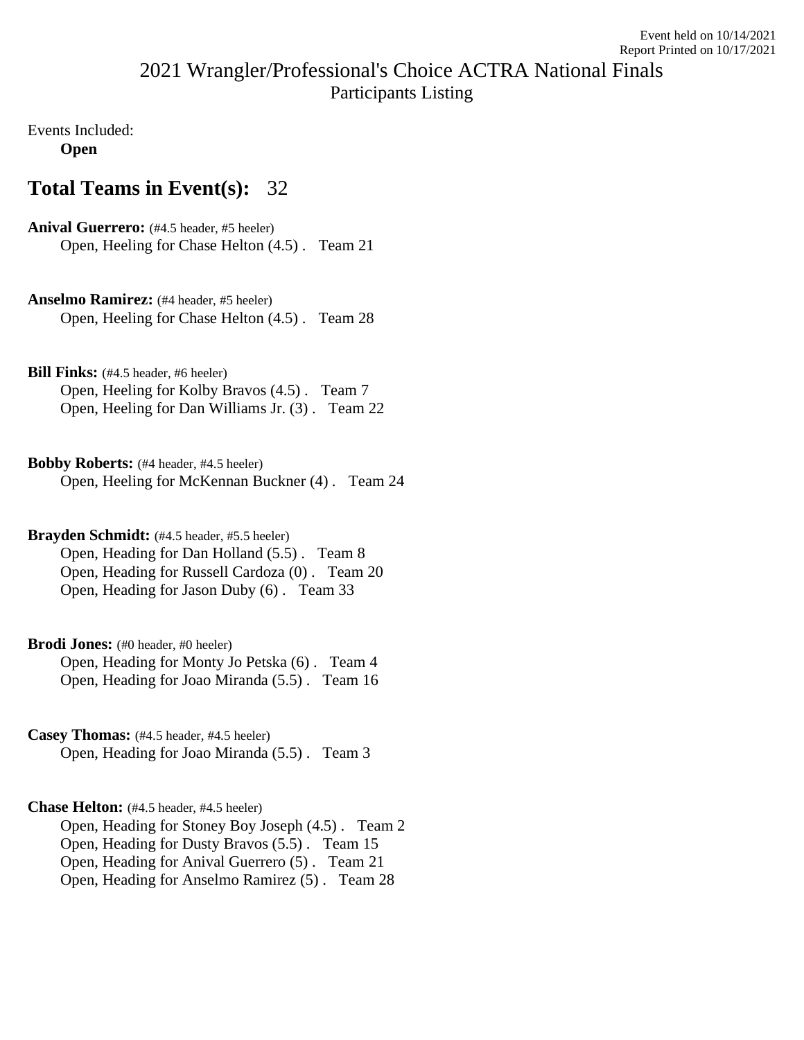Event held on 10/14/2021
Report Printed on 10/17/2021

# 2021 Wrangler/Professional's Choice ACTRA National Finals

## Participants Listing

Events Included:

**Open**

## Total Teams in Event(s): 32

**Anival Guerrero:** (#4.5 header, #5 heeler)
- Open, Heeling for Chase Helton (4.5) . Team 21

**Anselmo Ramirez:** (#4 header, #5 heeler)
- Open, Heeling for Chase Helton (4.5) . Team 28

**Bill Finks:** (#4.5 header, #6 heeler)
- Open, Heeling for Kolby Bravos (4.5) . Team 7
- Open, Heeling for Dan Williams Jr. (3) . Team 22

**Bobby Roberts:** (#4 header, #4.5 heeler)
- Open, Heeling for McKennan Buckner (4) . Team 24

**Brayden Schmidt:** (#4.5 header, #5.5 heeler)
- Open, Heading for Dan Holland (5.5) . Team 8
- Open, Heading for Russell Cardoza (0) . Team 20
- Open, Heading for Jason Duby (6) . Team 33

**Brodi Jones:** (#0 header, #0 heeler)
- Open, Heading for Monty Jo Petska (6) . Team 4
- Open, Heading for Joao Miranda (5.5) . Team 16

**Casey Thomas:** (#4.5 header, #4.5 heeler)
- Open, Heading for Joao Miranda (5.5) . Team 3

**Chase Helton:** (#4.5 header, #4.5 heeler)
- Open, Heading for Stoney Boy Joseph (4.5) . Team 2
- Open, Heading for Dusty Bravos (5.5) . Team 15
- Open, Heading for Anival Guerrero (5) . Team 21
- Open, Heading for Anselmo Ramirez (5) . Team 28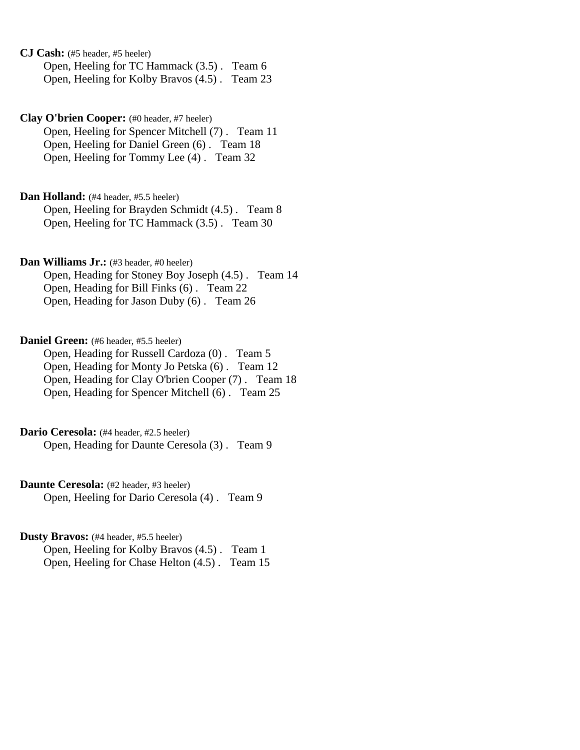**CJ Cash:** (#5 header, #5 heeler)
Open, Heeling for TC Hammack (3.5) . Team 6
Open, Heeling for Kolby Bravos (4.5) . Team 23

**Clay O'brien Cooper:** (#0 header, #7 heeler)
Open, Heeling for Spencer Mitchell (7) . Team 11
Open, Heeling for Daniel Green (6) . Team 18
Open, Heeling for Tommy Lee (4) . Team 32

**Dan Holland:** (#4 header, #5.5 heeler)
Open, Heeling for Brayden Schmidt (4.5) . Team 8
Open, Heeling for TC Hammack (3.5) . Team 30

**Dan Williams Jr.:** (#3 header, #0 heeler)
Open, Heading for Stoney Boy Joseph (4.5) . Team 14
Open, Heading for Bill Finks (6) . Team 22
Open, Heading for Jason Duby (6) . Team 26

**Daniel Green:** (#6 header, #5.5 heeler)
Open, Heading for Russell Cardoza (0) . Team 5
Open, Heading for Monty Jo Petska (6) . Team 12
Open, Heading for Clay O'brien Cooper (7) . Team 18
Open, Heading for Spencer Mitchell (6) . Team 25

**Dario Ceresola:** (#4 header, #2.5 heeler)
Open, Heading for Daunte Ceresola (3) . Team 9

**Daunte Ceresola:** (#2 header, #3 heeler)
Open, Heeling for Dario Ceresola (4) . Team 9

**Dusty Bravos:** (#4 header, #5.5 heeler)
Open, Heeling for Kolby Bravos (4.5) . Team 1
Open, Heeling for Chase Helton (4.5) . Team 15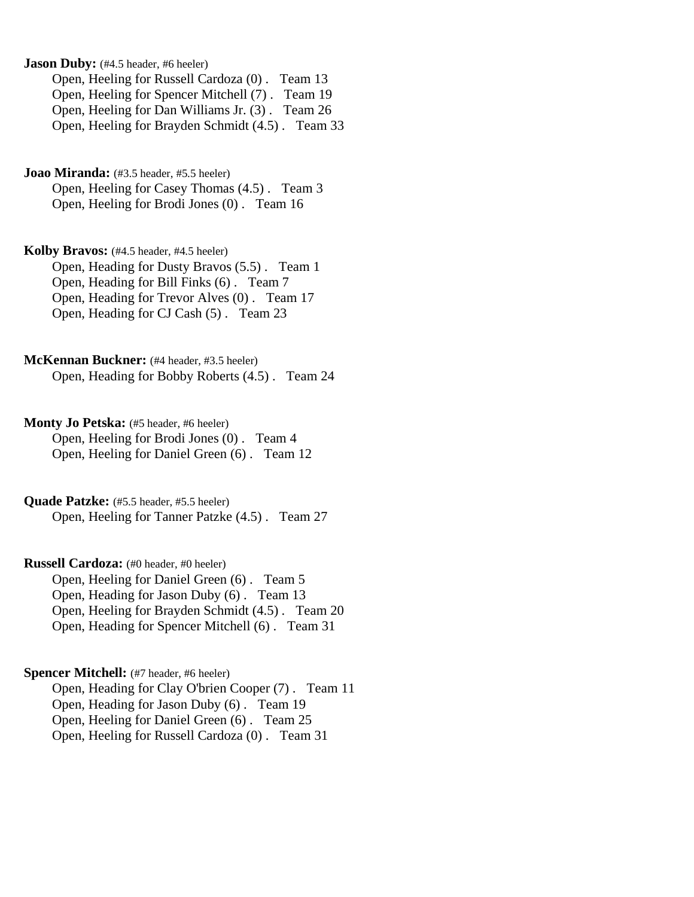**Jason Duby:** (#4.5 header, #6 heeler)

Open, Heeling for Russell Cardoza (0) . Team 13
Open, Heeling for Spencer Mitchell (7) . Team 19
Open, Heeling for Dan Williams Jr. (3) . Team 26
Open, Heeling for Brayden Schmidt (4.5) . Team 33

**Joao Miranda:** (#3.5 header, #5.5 heeler)

Open, Heeling for Casey Thomas (4.5) . Team 3
Open, Heeling for Brodi Jones (0) . Team 16

**Kolby Bravos:** (#4.5 header, #4.5 heeler)

Open, Heading for Dusty Bravos (5.5) . Team 1
Open, Heading for Bill Finks (6) . Team 7
Open, Heading for Trevor Alves (0) . Team 17
Open, Heading for CJ Cash (5) . Team 23

**McKennan Buckner:** (#4 header, #3.5 heeler)

Open, Heading for Bobby Roberts (4.5) . Team 24

**Monty Jo Petska:** (#5 header, #6 heeler)

Open, Heeling for Brodi Jones (0) . Team 4
Open, Heeling for Daniel Green (6) . Team 12

**Quade Patzke:** (#5.5 header, #5.5 heeler)

Open, Heeling for Tanner Patzke (4.5) . Team 27

**Russell Cardoza:** (#0 header, #0 heeler)

Open, Heeling for Daniel Green (6) . Team 5
Open, Heading for Jason Duby (6) . Team 13
Open, Heeling for Brayden Schmidt (4.5) . Team 20
Open, Heading for Spencer Mitchell (6) . Team 31

**Spencer Mitchell:** (#7 header, #6 heeler)

Open, Heading for Clay O'brien Cooper (7) . Team 11
Open, Heading for Jason Duby (6) . Team 19
Open, Heeling for Daniel Green (6) . Team 25
Open, Heeling for Russell Cardoza (0) . Team 31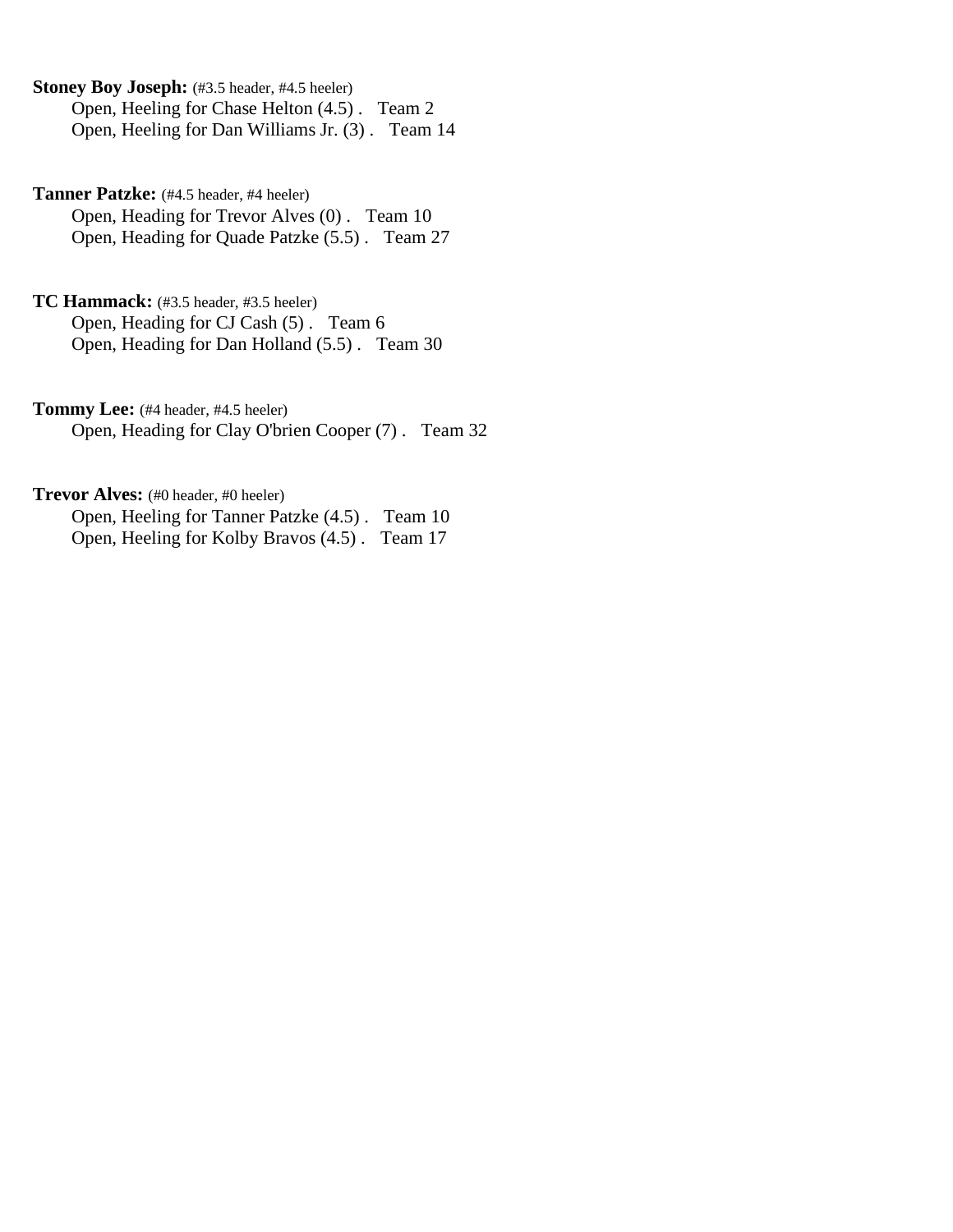**Stoney Boy Joseph:** (#3.5 header, #4.5 heeler)
Open, Heeling for Chase Helton (4.5) . Team 2
Open, Heeling for Dan Williams Jr. (3) . Team 14

**Tanner Patzke:** (#4.5 header, #4 heeler)
Open, Heading for Trevor Alves (0) . Team 10
Open, Heading for Quade Patzke (5.5) . Team 27

**TC Hammack:** (#3.5 header, #3.5 heeler)
Open, Heading for CJ Cash (5) . Team 6
Open, Heading for Dan Holland (5.5) . Team 30

**Tommy Lee:** (#4 header, #4.5 heeler)
Open, Heading for Clay O'brien Cooper (7) . Team 32

**Trevor Alves:** (#0 header, #0 heeler)
Open, Heeling for Tanner Patzke (4.5) . Team 10
Open, Heeling for Kolby Bravos (4.5) . Team 17